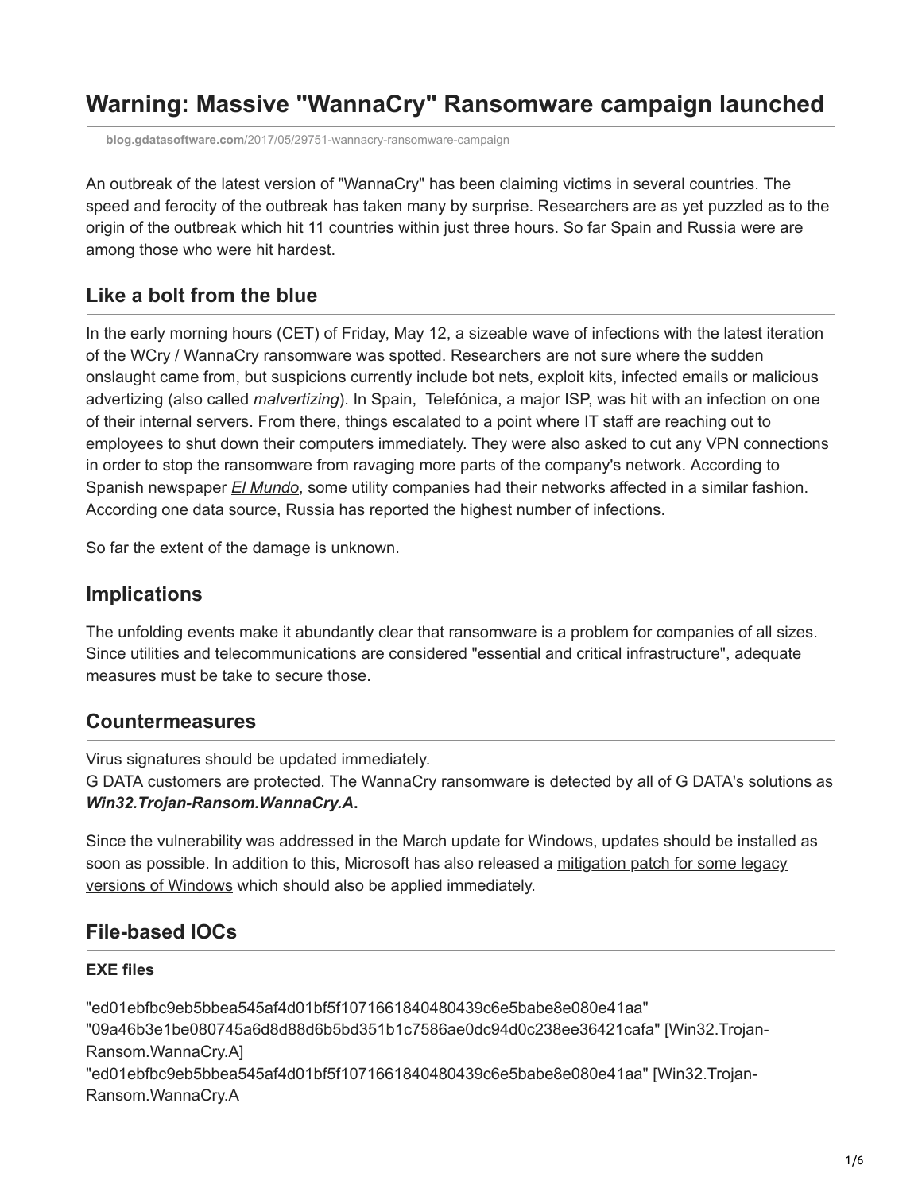# Warning: Massive "WannaCry" Ransomware campaign launched

blog.gdatasoftware.com/2017/05/29751-wannacry-ransomware-campaign

An outbreak of the latest version of "WannaCry" has been claiming victims in several countries. The speed and ferocity of the outbreak has taken many by surprise. Researchers are as yet puzzled as to the origin of the outbreak which hit 11 countries within just three hours. So far Spain and Russia were are among those who were hit hardest.

## Like a bolt from the blue

In the early morning hours (CET) of Friday, May 12, a sizeable wave of infections with the latest iteration of the WCry / WannaCry ransomware was spotted. Researchers are not sure where the sudden onslaught came from, but suspicions currently include bot nets, exploit kits, infected emails or malicious advertizing (also called *malvertizing*). In Spain, Telefónica, a major ISP, was hit with an infection on one of their internal servers. From there, things escalated to a point where IT staff are reaching out to employees to shut down their computers immediately. They were also asked to cut any VPN connections in order to stop the ransomware from ravaging more parts of the company's network. According to Spanish newspaper *El Mundo*, some utility companies had their networks affected in a similar fashion. According one data source, Russia has reported the highest number of infections.

So far the extent of the damage is unknown.

## Implications

The unfolding events make it abundantly clear that ransomware is a problem for companies of all sizes. Since utilities and telecommunications are considered "essential and critical infrastructure", adequate measures must be take to secure those.

## Countermeasures

Virus signatures should be updated immediately.
G DATA customers are protected. The WannaCry ransomware is detected by all of G DATA's solutions as ***Win32.Trojan-Ransom.WannaCry.A*****.**

Since the vulnerability was addressed in the March update for Windows, updates should be installed as soon as possible. In addition to this, Microsoft has also released a mitigation patch for some legacy versions of Windows which should also be applied immediately.

## File-based IOCs

### EXE files

"ed01ebfbc9eb5bbea545af4d01bf5f1071661840480439c6e5babe8e080e41aa"
"09a46b3e1be080745a6d8d88d6b5bd351b1c7586ae0dc94d0c238ee36421cafa" [Win32.Trojan-Ransom.WannaCry.A]
"ed01ebfbc9eb5bbea545af4d01bf5f1071661840480439c6e5babe8e080e41aa" [Win32.Trojan-Ransom.WannaCry.A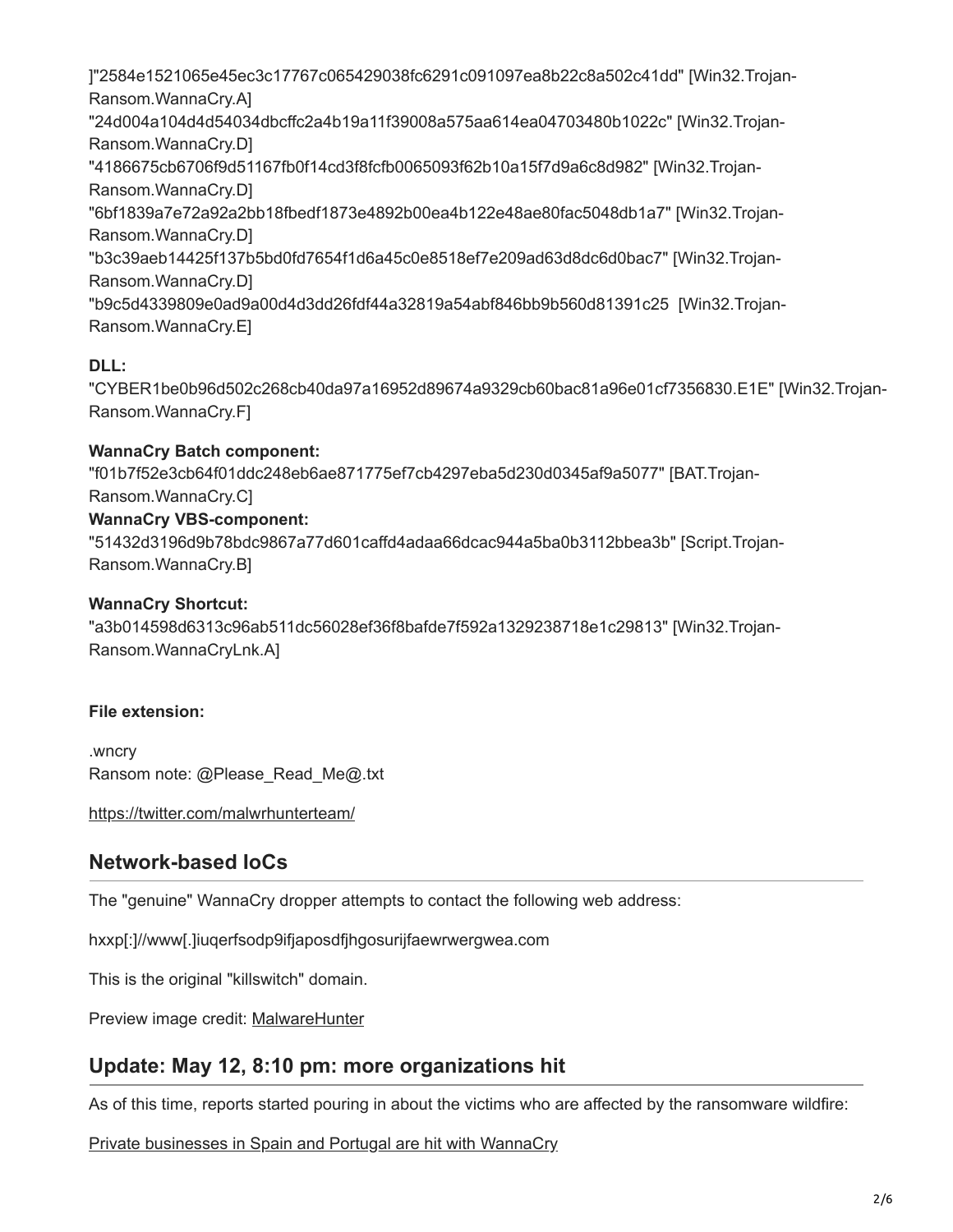]"2584e1521065e45ec3c17767c065429038fc6291c091097ea8b22c8a502c41dd" [Win32.Trojan-Ransom.WannaCry.A]
"24d004a104d4d54034dbcffc2a4b19a11f39008a575aa614ea04703480b1022c" [Win32.Trojan-Ransom.WannaCry.D]
"4186675cb6706f9d51167fb0f14cd3f8fcfb0065093f62b10a15f7d9a6c8d982" [Win32.Trojan-Ransom.WannaCry.D]
"6bf1839a7e72a92a2bb18fbedf1873e4892b00ea4b122e48ae80fac5048db1a7" [Win32.Trojan-Ransom.WannaCry.D]
"b3c39aeb14425f137b5bd0fd7654f1d6a45c0e8518ef7e209ad63d8dc6d0bac7" [Win32.Trojan-Ransom.WannaCry.D]
"b9c5d4339809e0ad9a00d4d3dd26fdf44a32819a54abf846bb9b560d81391c25 [Win32.Trojan-Ransom.WannaCry.E]

**DLL:**
"CYBER1be0b96d502c268cb40da97a16952d89674a9329cb60bac81a96e01cf7356830.E1E" [Win32.Trojan-Ransom.WannaCry.F]

**WannaCry Batch component:**
"f01b7f52e3cb64f01ddc248eb6ae871775ef7cb4297eba5d230d0345af9a5077" [BAT.Trojan-Ransom.WannaCry.C]
**WannaCry VBS-component:**
"51432d3196d9b78bdc9867a77d601caffd4adaa66dcac944a5ba0b3112bbea3b" [Script.Trojan-Ransom.WannaCry.B]

**WannaCry Shortcut:**
"a3b014598d6313c96ab511dc56028ef36f8bafde7f592a1329238718e1c29813" [Win32.Trojan-Ransom.WannaCryLnk.A]

**File extension:**

.wncry
Ransom note: @Please_Read_Me@.txt

https://twitter.com/malwrhunterteam/

## Network-based IoCs

The "genuine" WannaCry dropper attempts to contact the following web address:

hxxp[:]//www[.]iuqerfsodp9ifjaposdfjhgosurijfaewrwergwea.com

This is the original "killswitch" domain.

Preview image credit: MalwareHunter

## Update: May 12, 8:10 pm: more organizations hit

As of this time, reports started pouring in about the victims who are affected by the ransomware wildfire:

Private businesses in Spain and Portugal are hit with WannaCry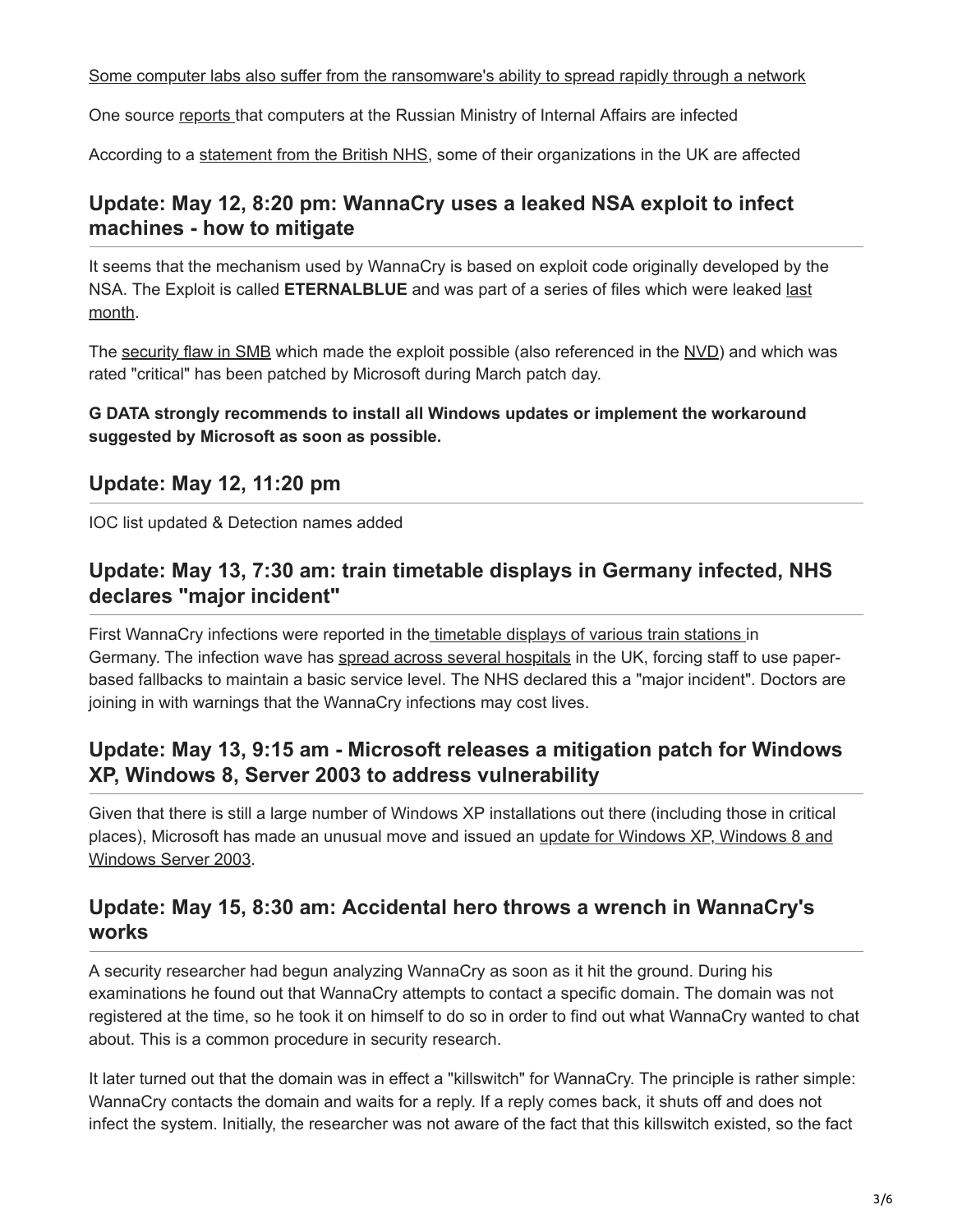Some computer labs also suffer from the ransomware's ability to spread rapidly through a network

One source reports that computers at the Russian Ministry of Internal Affairs are infected

According to a statement from the British NHS, some of their organizations in the UK are affected

## Update: May 12, 8:20 pm: WannaCry uses a leaked NSA exploit to infect machines - how to mitigate

It seems that the mechanism used by WannaCry is based on exploit code originally developed by the NSA. The Exploit is called **ETERNALBLUE** and was part of a series of files which were leaked last month.

The security flaw in SMB which made the exploit possible (also referenced in the NVD) and which was rated "critical" has been patched by Microsoft during March patch day.

**G DATA strongly recommends to install all Windows updates or implement the workaround suggested by Microsoft as soon as possible.**

## Update: May 12, 11:20 pm

IOC list updated & Detection names added

## Update: May 13, 7:30 am: train timetable displays in Germany infected, NHS declares "major incident"

First WannaCry infections were reported in the timetable displays of various train stations in Germany. The infection wave has spread across several hospitals in the UK, forcing staff to use paper-based fallbacks to maintain a basic service level. The NHS declared this a "major incident". Doctors are joining in with warnings that the WannaCry infections may cost lives.

## Update: May 13, 9:15 am - Microsoft releases a mitigation patch for Windows XP, Windows 8, Server 2003 to address vulnerability

Given that there is still a large number of Windows XP installations out there (including those in critical places), Microsoft has made an unusual move and issued an update for Windows XP, Windows 8 and Windows Server 2003.

## Update: May 15, 8:30 am: Accidental hero throws a wrench in WannaCry's works

A security researcher had begun analyzing WannaCry as soon as it hit the ground. During his examinations he found out that WannaCry attempts to contact a specific domain. The domain was not registered at the time, so he took it on himself to do so in order to find out what WannaCry wanted to chat about. This is a common procedure in security research.

It later turned out that the domain was in effect a "killswitch" for WannaCry. The principle is rather simple: WannaCry contacts the domain and waits for a reply. If a reply comes back, it shuts off and does not infect the system. Initially, the researcher was not aware of the fact that this killswitch existed, so the fact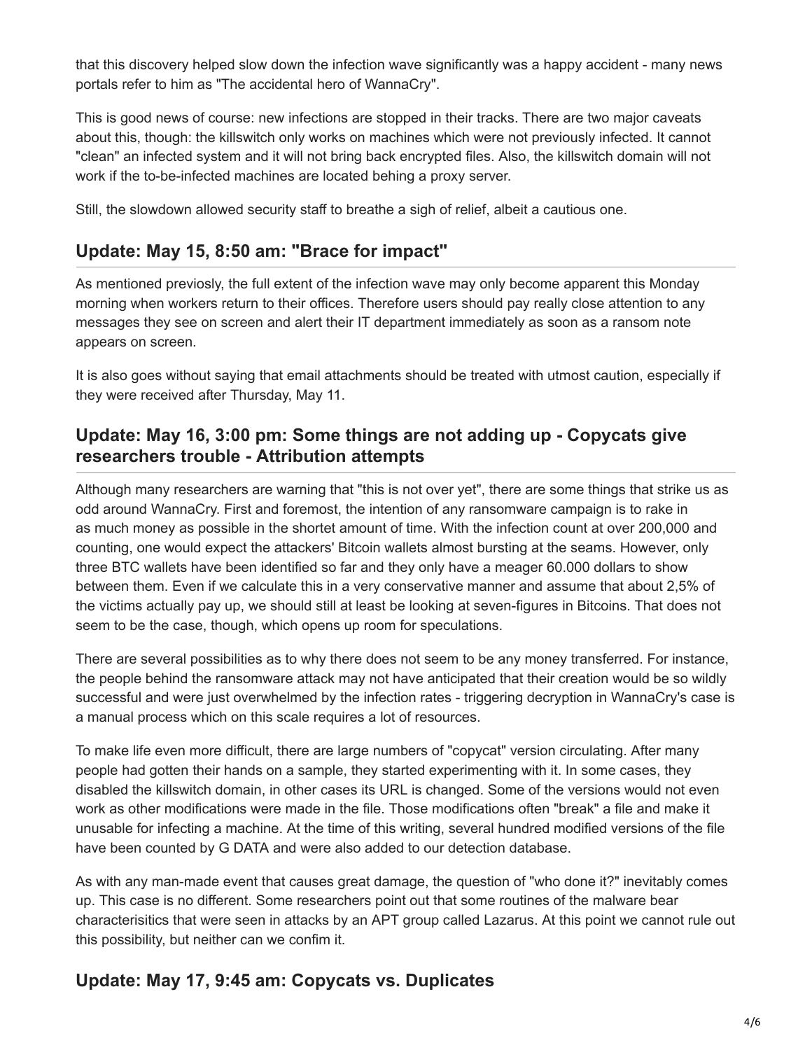that this discovery helped slow down the infection wave significantly was a happy accident - many news portals refer to him as "The accidental hero of WannaCry".

This is good news of course: new infections are stopped in their tracks. There are two major caveats about this, though: the killswitch only works on machines which were not previously infected. It cannot "clean" an infected system and it will not bring back encrypted files. Also, the killswitch domain will not work if the to-be-infected machines are located behing a proxy server.

Still, the slowdown allowed security staff to breathe a sigh of relief, albeit a cautious one.

## Update: May 15, 8:50 am: "Brace for impact"

As mentioned previosly, the full extent of the infection wave may only become apparent this Monday morning when workers return to their offices. Therefore users should pay really close attention to any messages they see on screen and alert their IT department immediately as soon as a ransom note appears on screen.

It is also goes without saying that email attachments should be treated with utmost caution, especially if they were received after Thursday, May 11.

## Update: May 16, 3:00 pm: Some things are not adding up - Copycats give researchers trouble - Attribution attempts

Although many researchers are warning that "this is not over yet", there are some things that strike us as odd around WannaCry. First and foremost, the intention of any ransomware campaign is to rake in as much money as possible in the shortet amount of time. With the infection count at over 200,000 and counting, one would expect the attackers' Bitcoin wallets almost bursting at the seams. However, only three BTC wallets have been identified so far and they only have a meager 60.000 dollars to show between them. Even if we calculate this in a very conservative manner and assume that about 2,5% of the victims actually pay up, we should still at least be looking at seven-figures in Bitcoins. That does not seem to be the case, though, which opens up room for speculations.

There are several possibilities as to why there does not seem to be any money transferred. For instance, the people behind the ransomware attack may not have anticipated that their creation would be so wildly successful and were just overwhelmed by the infection rates - triggering decryption in WannaCry's case is a manual process which on this scale requires a lot of resources.

To make life even more difficult, there are large numbers of "copycat" version circulating. After many people had gotten their hands on a sample, they started experimenting with it. In some cases, they disabled the killswitch domain, in other cases its URL is changed. Some of the versions would not even work as other modifications were made in the file. Those modifications often "break" a file and make it unusable for infecting a machine. At the time of this writing, several hundred modified versions of the file have been counted by G DATA and were also added to our detection database.

As with any man-made event that causes great damage, the question of "who done it?" inevitably comes up. This case is no different. Some researchers point out that some routines of the malware bear characterisitics that were seen in attacks by an APT group called Lazarus. At this point we cannot rule out this possibility, but neither can we confim it.

## Update: May 17, 9:45 am: Copycats vs. Duplicates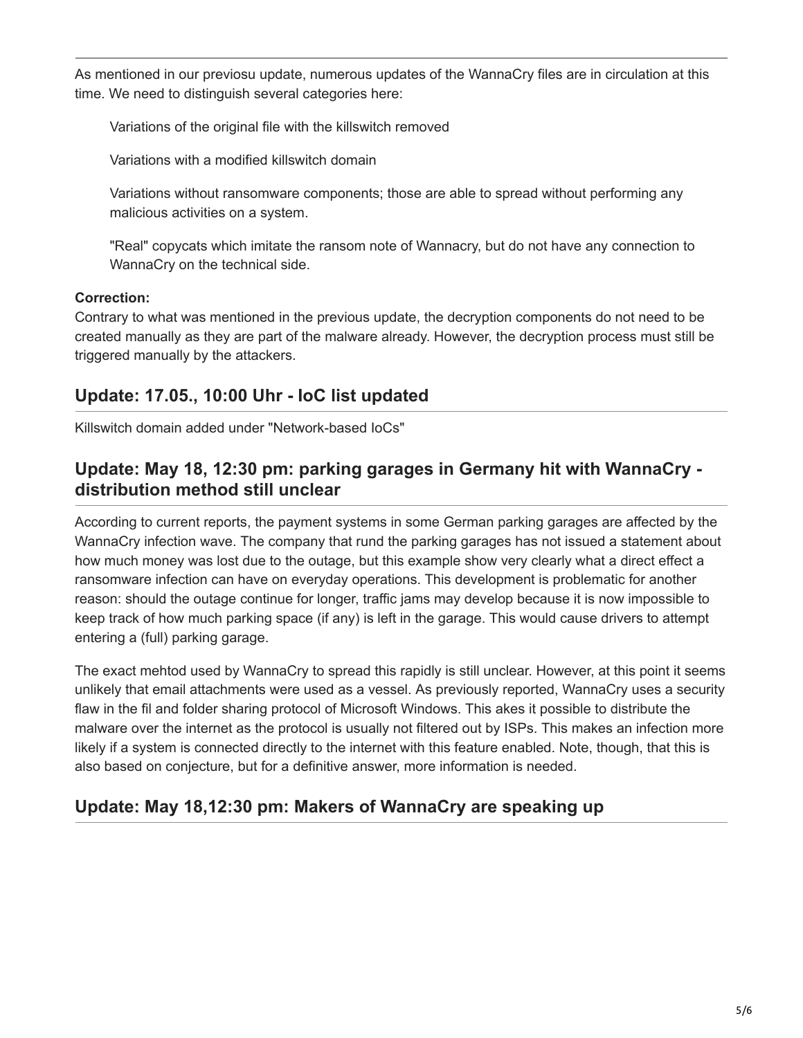As mentioned in our previosu update, numerous updates of the WannaCry files are in circulation at this time. We need to distinguish several categories here:

- Variations of the original file with the killswitch removed
- Variations with a modified killswitch domain
- Variations without ransomware components; those are able to spread without performing any malicious activities on a system.
- "Real" copycats which imitate the ransom note of Wannacry, but do not have any connection to WannaCry on the technical side.

**Correction:**
Contrary to what was mentioned in the previous update, the decryption components do not need to be created manually as they are part of the malware already. However, the decryption process must still be triggered manually by the attackers.

## Update: 17.05., 10:00 Uhr - IoC list updated

Killswitch domain added under "Network-based IoCs"

## Update: May 18, 12:30 pm: parking garages in Germany hit with WannaCry - distribution method still unclear

According to current reports, the payment systems in some German parking garages are affected by the WannaCry infection wave. The company that rund the parking garages has not issued a statement about how much money was lost due to the outage, but this example show very clearly what a direct effect a ransomware infection can have on everyday operations. This development is problematic for another reason: should the outage continue for longer, traffic jams may develop because it is now impossible to keep track of how much parking space (if any) is left in the garage. This would cause drivers to attempt entering a (full) parking garage.

The exact mehtod used by WannaCry to spread this rapidly is still unclear. However, at this point it seems unlikely that email attachments were used as a vessel. As previously reported, WannaCry uses a security flaw in the fil and folder sharing protocol of Microsoft Windows. This akes it possible to distribute the malware over the internet as the protocol is usually not filtered out by ISPs. This makes an infection more likely if a system is connected directly to the internet with this feature enabled. Note, though, that this is also based on conjecture, but for a definitive answer, more information is needed.

## Update: May 18,12:30 pm: Makers of WannaCry are speaking up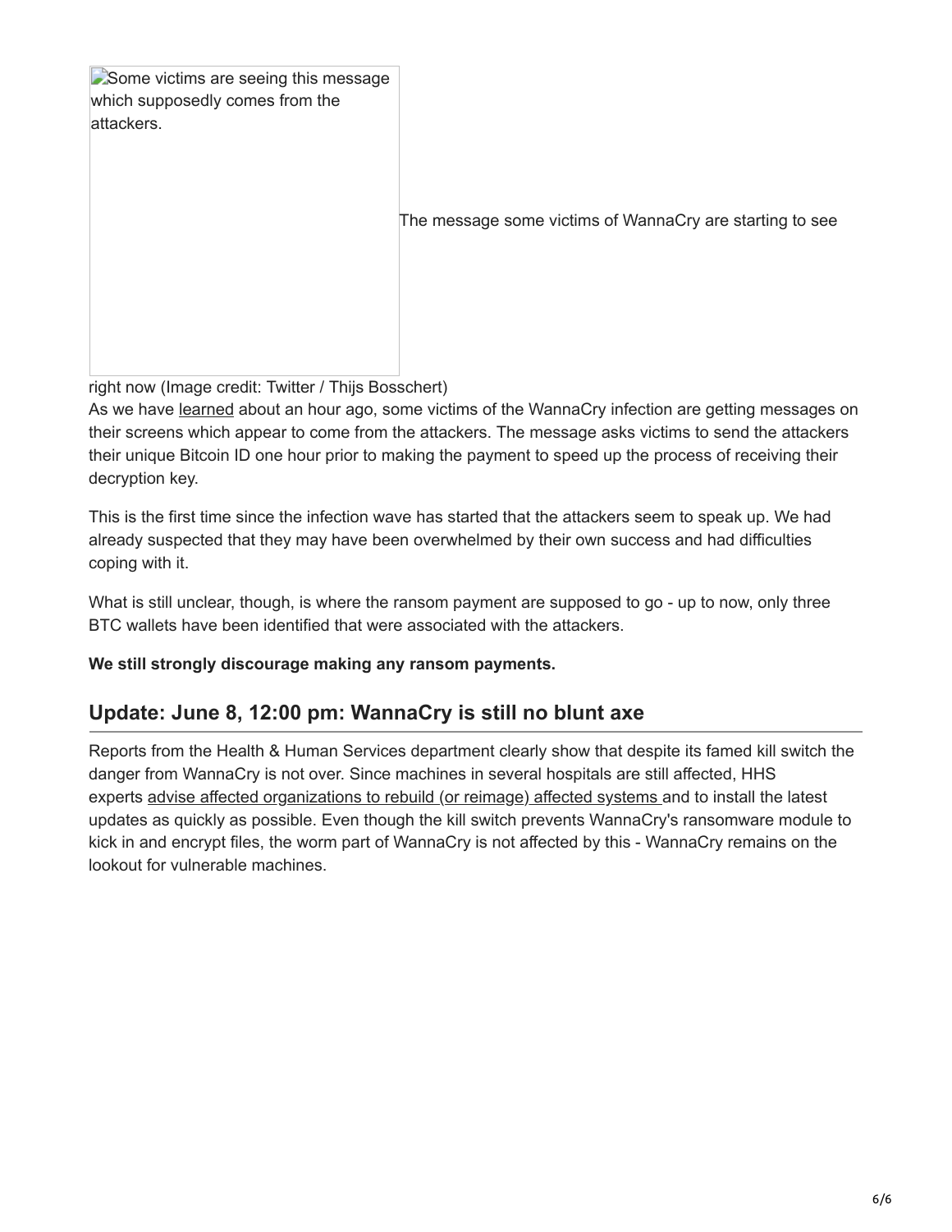Some victims are seeing this message which supposedly comes from the attackers.

The message some victims of WannaCry are starting to see right now (Image credit: Twitter / Thijs Bosschert)

As we have learned about an hour ago, some victims of the WannaCry infection are getting messages on their screens which appear to come from the attackers. The message asks victims to send the attackers their unique Bitcoin ID one hour prior to making the payment to speed up the process of receiving their decryption key.

This is the first time since the infection wave has started that the attackers seem to speak up. We had already suspected that they may have been overwhelmed by their own success and had difficulties coping with it.

What is still unclear, though, is where the ransom payment are supposed to go - up to now, only three BTC wallets have been identified that were associated with the attackers.

**We still strongly discourage making any ransom payments.**

## Update: June 8, 12:00 pm: WannaCry is still no blunt axe

Reports from the Health & Human Services department clearly show that despite its famed kill switch the danger from WannaCry is not over. Since machines in several hospitals are still affected, HHS experts advise affected organizations to rebuild (or reimage) affected systems and to install the latest updates as quickly as possible. Even though the kill switch prevents WannaCry's ransomware module to kick in and encrypt files, the worm part of WannaCry is not affected by this - WannaCry remains on the lookout for vulnerable machines.